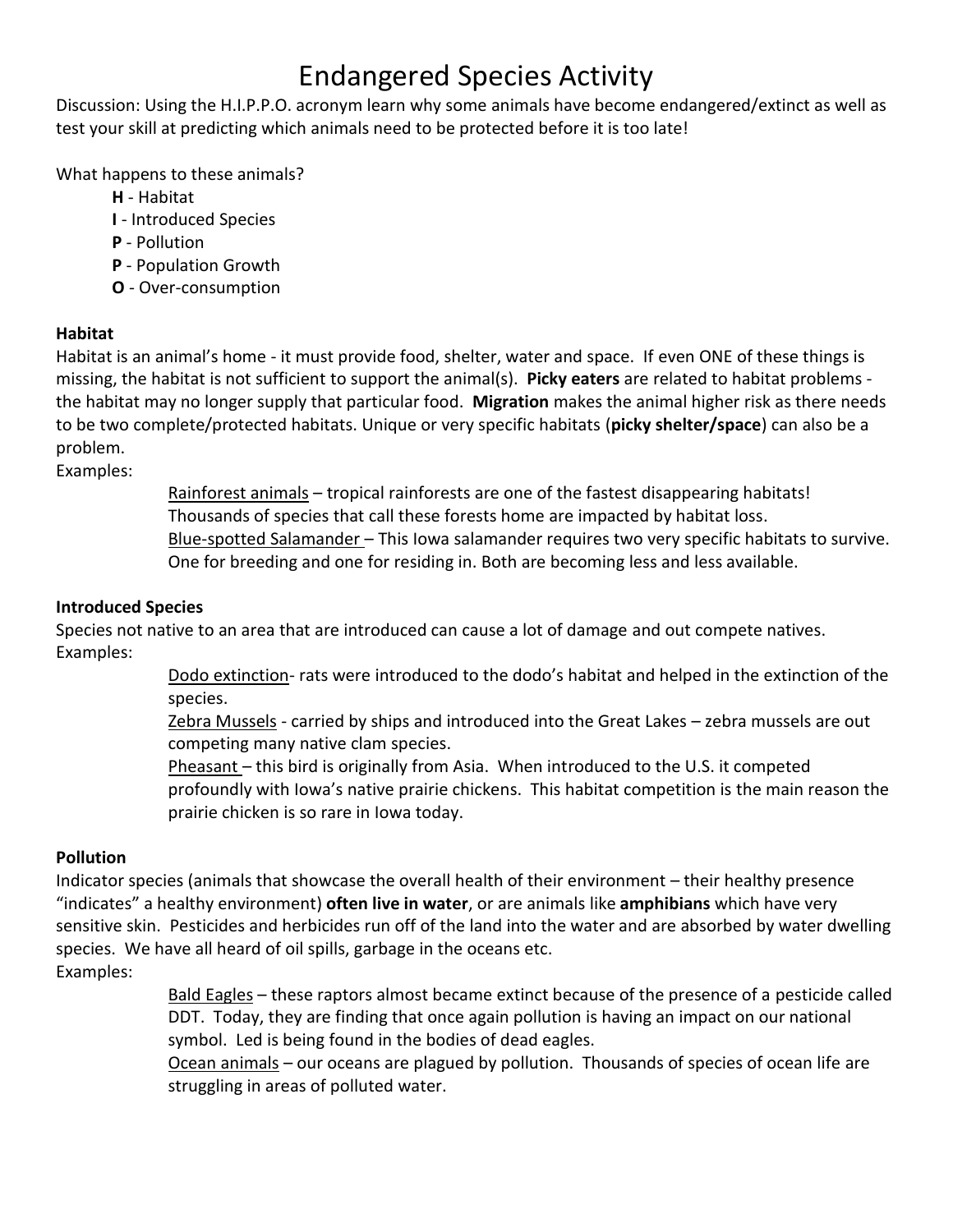# Endangered Species Activity

Discussion: Using the H.I.P.P.O. acronym learn why some animals have become endangered/extinct as well as test your skill at predicting which animals need to be protected before it is too late!

What happens to these animals?

- **H** - Habitat
- **I** - Introduced Species
- **P** - Pollution
- **P** - Population Growth
- **O** - Over-consumption

### Habitat

Habitat is an animal's home - it must provide food, shelter, water and space. If even ONE of these things is missing, the habitat is not sufficient to support the animal(s). **Picky eaters** are related to habitat problems - the habitat may no longer supply that particular food. **Migration** makes the animal higher risk as there needs to be two complete/protected habitats. Unique or very specific habitats (**picky shelter/space**) can also be a problem.

Examples:

Rainforest animals – tropical rainforests are one of the fastest disappearing habitats! Thousands of species that call these forests home are impacted by habitat loss.

Blue-spotted Salamander – This Iowa salamander requires two very specific habitats to survive. One for breeding and one for residing in. Both are becoming less and less available.

### Introduced Species

Species not native to an area that are introduced can cause a lot of damage and out compete natives.

Examples:

Dodo extinction- rats were introduced to the dodo's habitat and helped in the extinction of the species.

Zebra Mussels - carried by ships and introduced into the Great Lakes – zebra mussels are out competing many native clam species.

Pheasant – this bird is originally from Asia. When introduced to the U.S. it competed profoundly with Iowa's native prairie chickens. This habitat competition is the main reason the prairie chicken is so rare in Iowa today.

### Pollution

Indicator species (animals that showcase the overall health of their environment – their healthy presence "indicates" a healthy environment) **often live in water**, or are animals like **amphibians** which have very sensitive skin. Pesticides and herbicides run off of the land into the water and are absorbed by water dwelling species. We have all heard of oil spills, garbage in the oceans etc.

Examples:

Bald Eagles – these raptors almost became extinct because of the presence of a pesticide called DDT. Today, they are finding that once again pollution is having an impact on our national symbol. Led is being found in the bodies of dead eagles.

Ocean animals – our oceans are plagued by pollution. Thousands of species of ocean life are struggling in areas of polluted water.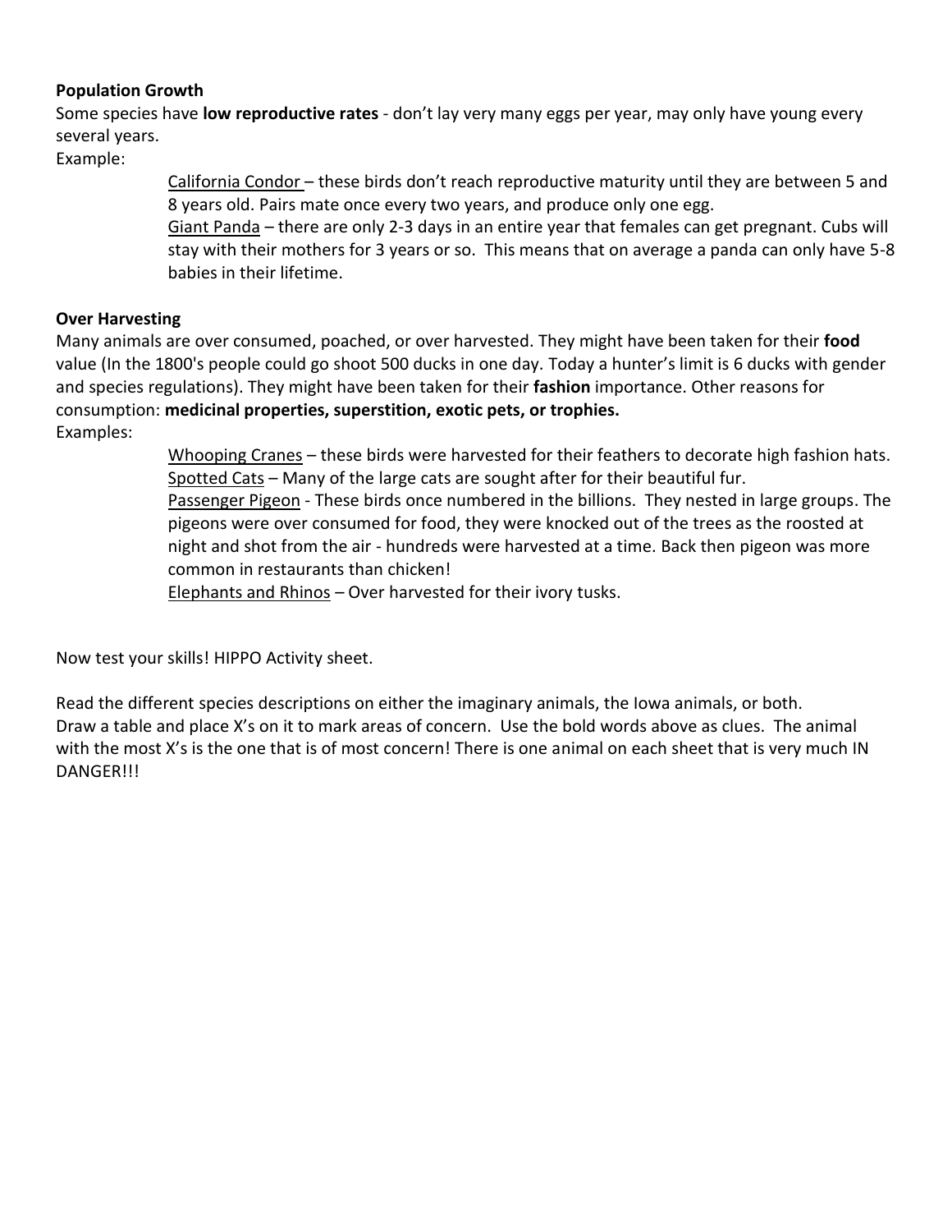**Population Growth**

Some species have **low reproductive rates** - don't lay very many eggs per year, may only have young every several years.

Example:

California Condor – these birds don't reach reproductive maturity until they are between 5 and 8 years old. Pairs mate once every two years, and produce only one egg.

Giant Panda – there are only 2-3 days in an entire year that females can get pregnant. Cubs will stay with their mothers for 3 years or so. This means that on average a panda can only have 5-8 babies in their lifetime.

**Over Harvesting**

Many animals are over consumed, poached, or over harvested. They might have been taken for their **food** value (In the 1800's people could go shoot 500 ducks in one day. Today a hunter's limit is 6 ducks with gender and species regulations). They might have been taken for their **fashion** importance. Other reasons for consumption: **medicinal properties, superstition, exotic pets, or trophies.**

Examples:

Whooping Cranes – these birds were harvested for their feathers to decorate high fashion hats.

Spotted Cats – Many of the large cats are sought after for their beautiful fur.

Passenger Pigeon - These birds once numbered in the billions. They nested in large groups. The pigeons were over consumed for food, they were knocked out of the trees as the roosted at night and shot from the air - hundreds were harvested at a time. Back then pigeon was more common in restaurants than chicken!

Elephants and Rhinos – Over harvested for their ivory tusks.

Now test your skills! HIPPO Activity sheet.

Read the different species descriptions on either the imaginary animals, the Iowa animals, or both. Draw a table and place X's on it to mark areas of concern. Use the bold words above as clues. The animal with the most X's is the one that is of most concern! There is one animal on each sheet that is very much IN DANGER!!!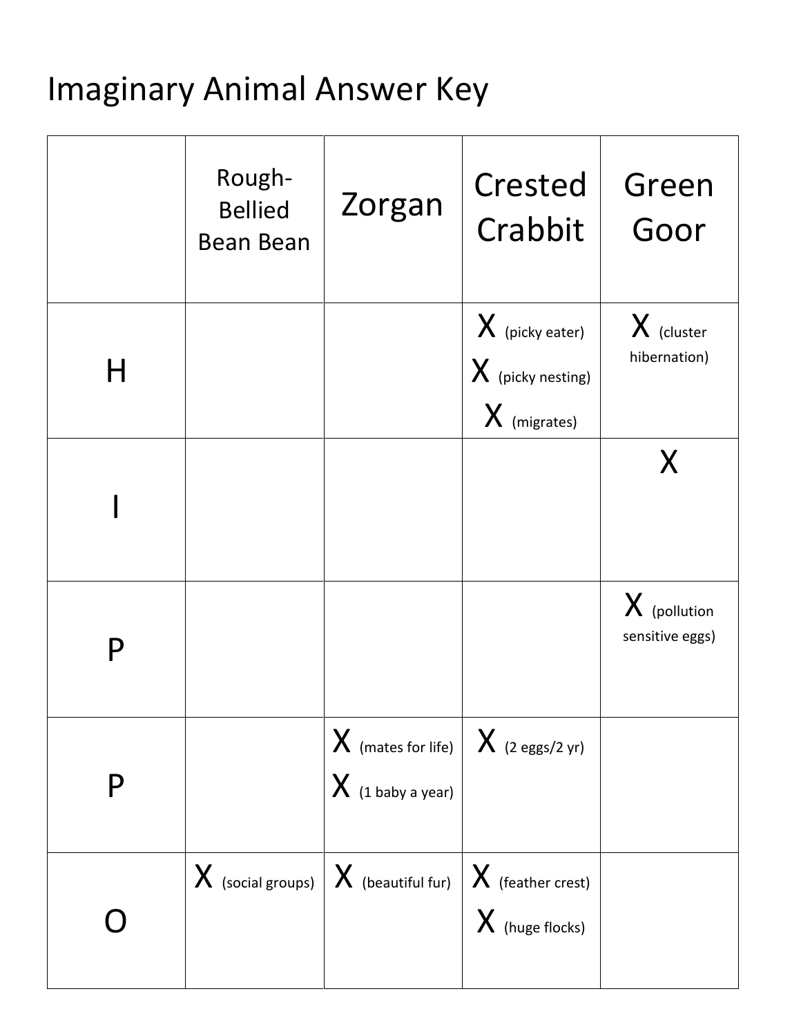# Imaginary Animal Answer Key

| | Rough-Bellied Bean Bean | Zorgan | Crested Crabbit | Green Goor |
|---|---|---|---|---|
| H | | | X (picky eater)<br>X (picky nesting)<br>X (migrates) | X (cluster hibernation) |
| I | | | | X |
| P | | | | X (pollution sensitive eggs) |
| P | | X (mates for life)<br>X (1 baby a year) | X (2 eggs/2 yr) | |
| O | X (social groups) | X (beautiful fur) | X (feather crest)<br>X (huge flocks) | |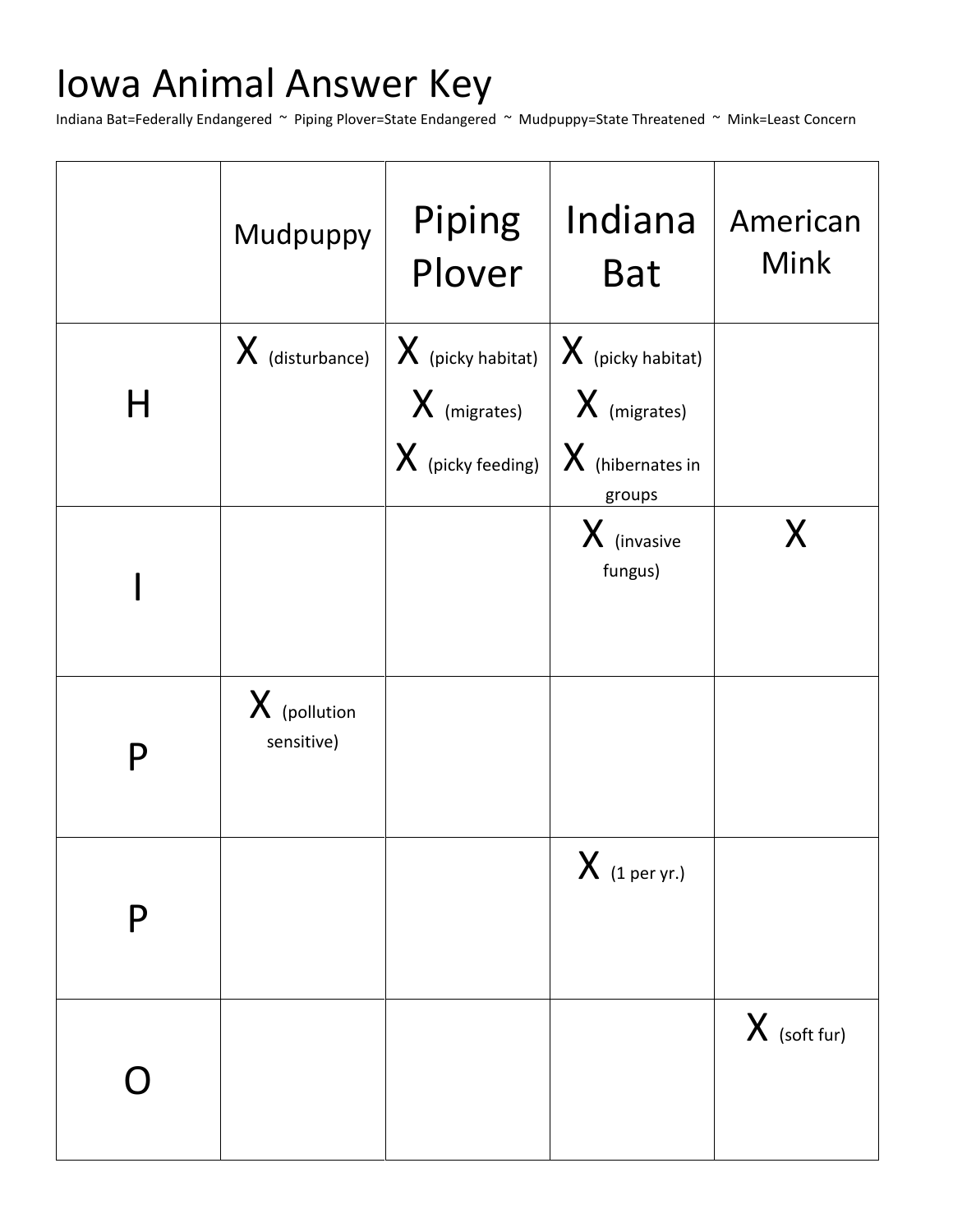# Iowa Animal Answer Key

Indiana Bat=Federally Endangered ~ Piping Plover=State Endangered ~ Mudpuppy=State Threatened ~ Mink=Least Concern

| | Mudpuppy | Piping Plover | Indiana Bat | American Mink |
|---|---|---|---|---|
| H | X (disturbance) | X (picky habitat)<br>X (migrates)<br>X (picky feeding) | X (picky habitat)<br>X (migrates)<br>X (hibernates in groups | |
| I | | | X (invasive fungus) | X |
| P | X (pollution sensitive) | | | |
| P | | | X (1 per yr.) | |
| O | | | | X (soft fur) |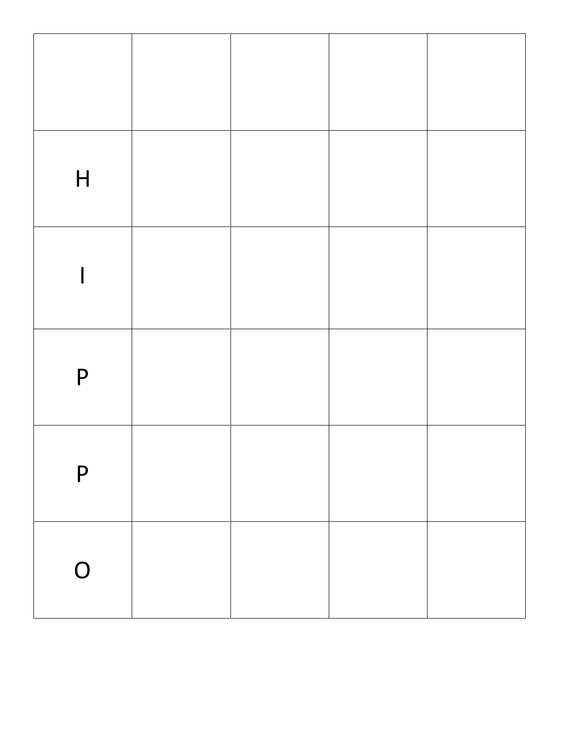| | | | | |
|---|---|---|---|---|
| | | | | |
| H | | | | |
| I | | | | |
| P | | | | |
| P | | | | |
| O | | | | |